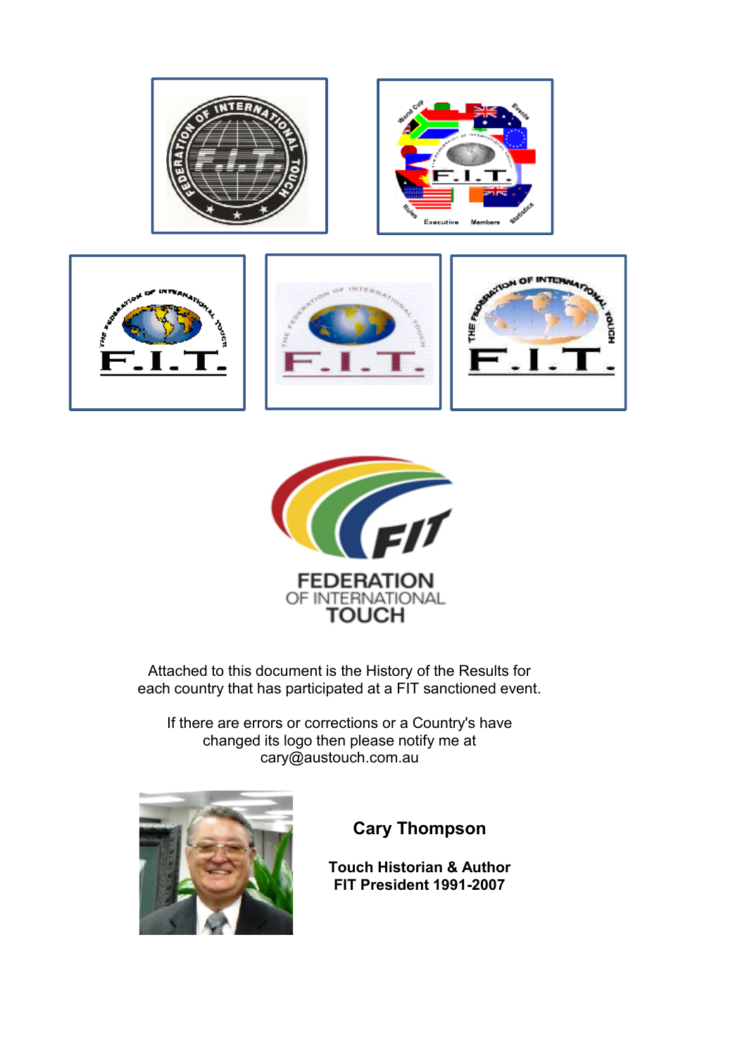FEDERATION
OF INTERNATIONAL
TOUCH

Attached to this document is the History of the Results for each country that has participated at a FIT sanctioned event.

If there are errors or corrections or a Country's have changed its logo then please notify me at cary@austouch.com.au

**Cary Thompson**

**Touch Historian & Author**
**FIT President 1991-2007**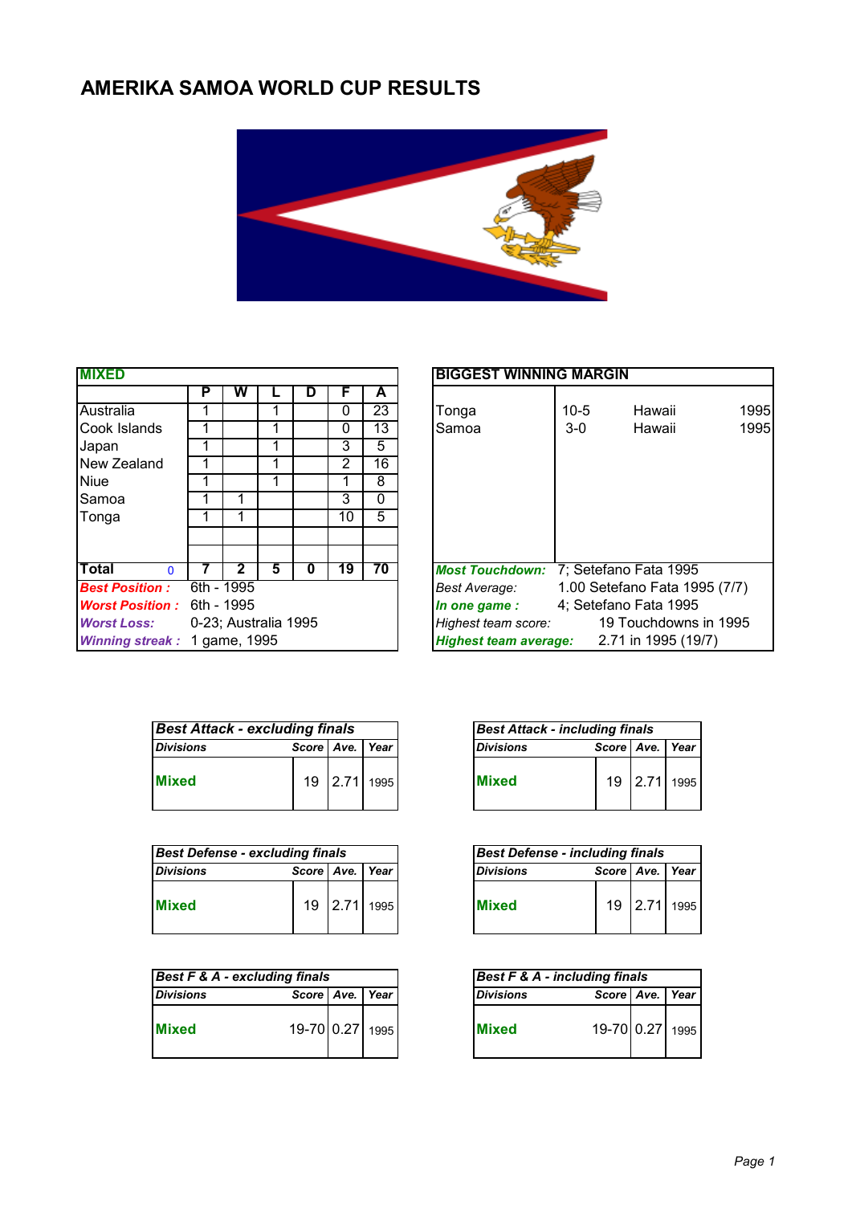# AMERIKA SAMOA WORLD CUP RESULTS

| MIXED | P | W | L | D | F | A |
|---|---|---|---|---|---|---|
| Australia | 1 | | 1 | | 0 | 23 |
| Cook Islands | 1 | | 1 | | 0 | 13 |
| Japan | 1 | | 1 | | 3 | 5 |
| New Zealand | 1 | | 1 | | 2 | 16 |
| Niue | 1 | | 1 | | 1 | 8 |
| Samoa | 1 | 1 | | | 3 | 0 |
| Tonga | 1 | 1 | | | 10 | 5 |
| **Total** 0 | **7** | **2** | **5** | **0** | **19** | **70** |

***Best Position :*** 6th - 1995

***Worst Position :*** 6th - 1995

***Worst Loss:*** 0-23; Australia 1995

***Winning streak :*** 1 game, 1995

| BIGGEST WINNING MARGIN | | | |
|---|---|---|---|
| Tonga | 10-5 | Hawaii | 1995 |
| Samoa | 3-0 | Hawaii | 1995 |

***Most Touchdown:*** 7; Setefano Fata 1995

*Best Average:* 1.00 Setefano Fata 1995 (7/7)

***In one game :*** 4; Setefano Fata 1995

*Highest team score:* 19 Touchdowns in 1995

***Highest team average:*** 2.71 in 1995 (19/7)

| *Best Attack - excluding finals* | | | |
|---|---|---|---|
| *Divisions* | *Score* | *Ave.* | *Year* |
| **Mixed** | 19 | 2.71 | 1995 |

| *Best Attack - including finals* | | | |
|---|---|---|---|
| *Divisions* | *Score* | *Ave.* | *Year* |
| **Mixed** | 19 | 2.71 | 1995 |

| *Best Defense - excluding finals* | | | |
|---|---|---|---|
| *Divisions* | *Score* | *Ave.* | *Year* |
| **Mixed** | 19 | 2.71 | 1995 |

| *Best Defense - including finals* | | | |
|---|---|---|---|
| *Divisions* | *Score* | *Ave.* | *Year* |
| **Mixed** | 19 | 2.71 | 1995 |

| *Best F & A - excluding finals* | | | |
|---|---|---|---|
| *Divisions* | *Score* | *Ave.* | *Year* |
| **Mixed** | 19-70 | 0.27 | 1995 |

| *Best F & A - including finals* | | | |
|---|---|---|---|
| *Divisions* | *Score* | *Ave.* | *Year* |
| **Mixed** | 19-70 | 0.27 | 1995 |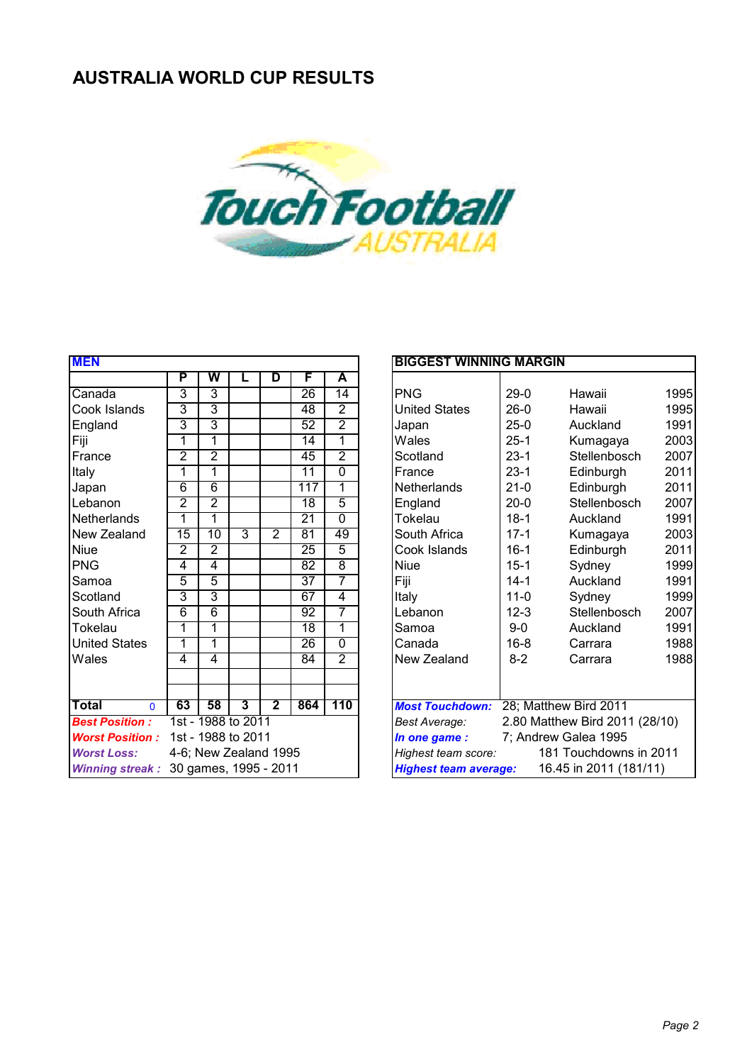# AUSTRALIA WORLD CUP RESULTS

| MEN | P | W | L | D | F | A |
|---|---|---|---|---|---|---|
| Canada | 3 | 3 | | | 26 | 14 |
| Cook Islands | 3 | 3 | | | 48 | 2 |
| England | 3 | 3 | | | 52 | 2 |
| Fiji | 1 | 1 | | | 14 | 1 |
| France | 2 | 2 | | | 45 | 2 |
| Italy | 1 | 1 | | | 11 | 0 |
| Japan | 6 | 6 | | | 117 | 1 |
| Lebanon | 2 | 2 | | | 18 | 5 |
| Netherlands | 1 | 1 | | | 21 | 0 |
| New Zealand | 15 | 10 | 3 | 2 | 81 | 49 |
| Niue | 2 | 2 | | | 25 | 5 |
| PNG | 4 | 4 | | | 82 | 8 |
| Samoa | 5 | 5 | | | 37 | 7 |
| Scotland | 3 | 3 | | | 67 | 4 |
| South Africa | 6 | 6 | | | 92 | 7 |
| Tokelau | 1 | 1 | | | 18 | 1 |
| United States | 1 | 1 | | | 26 | 0 |
| Wales | 4 | 4 | | | 84 | 2 |
| **Total** 0 | **63** | **58** | **3** | **2** | **864** | **110** |

***Best Position :*** 1st - 1988 to 2011

***Worst Position :*** 1st - 1988 to 2011

***Worst Loss:*** 4-6; New Zealand 1995

***Winning streak :*** 30 games, 1995 - 2011

| BIGGEST WINNING MARGIN | | | |
|---|---|---|---|
| PNG | 29-0 | Hawaii | 1995 |
| United States | 26-0 | Hawaii | 1995 |
| Japan | 25-0 | Auckland | 1991 |
| Wales | 25-1 | Kumagaya | 2003 |
| Scotland | 23-1 | Stellenbosch | 2007 |
| France | 23-1 | Edinburgh | 2011 |
| Netherlands | 21-0 | Edinburgh | 2011 |
| England | 20-0 | Stellenbosch | 2007 |
| Tokelau | 18-1 | Auckland | 1991 |
| South Africa | 17-1 | Kumagaya | 2003 |
| Cook Islands | 16-1 | Edinburgh | 2011 |
| Niue | 15-1 | Sydney | 1999 |
| Fiji | 14-1 | Auckland | 1991 |
| Italy | 11-0 | Sydney | 1999 |
| Lebanon | 12-3 | Stellenbosch | 2007 |
| Samoa | 9-0 | Auckland | 1991 |
| Canada | 16-8 | Carrara | 1988 |
| New Zealand | 8-2 | Carrara | 1988 |

***Most Touchdown:*** 28; Matthew Bird 2011

*Best Average:* 2.80 Matthew Bird 2011 (28/10)

***In one game :*** 7; Andrew Galea 1995

*Highest team score:* 181 Touchdowns in 2011

***Highest team average:*** 16.45 in 2011 (181/11)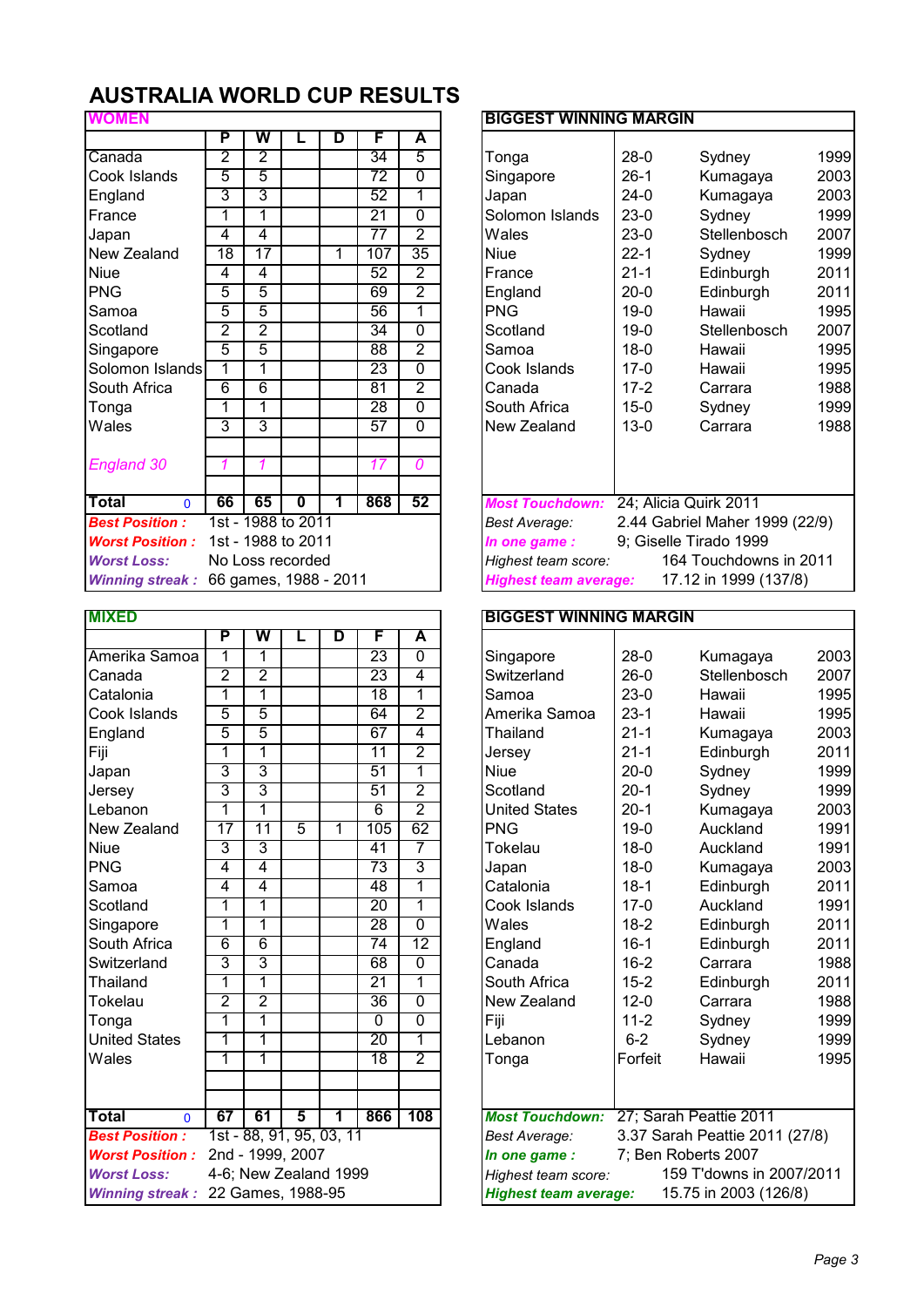# AUSTRALIA WORLD CUP RESULTS

## WOMEN

| | P | W | L | D | F | A |
|---|---|---|---|---|---|---|
| Canada | 2 | 2 | | | 34 | 5 |
| Cook Islands | 5 | 5 | | | 72 | 0 |
| England | 3 | 3 | | | 52 | 1 |
| France | 1 | 1 | | | 21 | 0 |
| Japan | 4 | 4 | | | 77 | 2 |
| New Zealand | 18 | 17 | | 1 | 107 | 35 |
| Niue | 4 | 4 | | | 52 | 2 |
| PNG | 5 | 5 | | | 69 | 2 |
| Samoa | 5 | 5 | | | 56 | 1 |
| Scotland | 2 | 2 | | | 34 | 0 |
| Singapore | 5 | 5 | | | 88 | 2 |
| Solomon Islands | 1 | 1 | | | 23 | 0 |
| South Africa | 6 | 6 | | | 81 | 2 |
| Tonga | 1 | 1 | | | 28 | 0 |
| Wales | 3 | 3 | | | 57 | 0 |
| | | | | | | |
| *England 30* | *1* | *1* | | | *17* | *0* |
| | | | | | | |
| **Total** 0 | **66** | **65** | **0** | **1** | **868** | **52** |

***Best Position :*** 1st - 1988 to 2011
***Worst Position :*** 1st - 1988 to 2011
***Worst Loss:*** No Loss recorded
***Winning streak :*** 66 games, 1988 - 2011

### BIGGEST WINNING MARGIN

| | | | |
|---|---|---|---|
| Tonga | 28-0 | Sydney | 1999 |
| Singapore | 26-1 | Kumagaya | 2003 |
| Japan | 24-0 | Kumagaya | 2003 |
| Solomon Islands | 23-0 | Sydney | 1999 |
| Wales | 23-0 | Stellenbosch | 2007 |
| Niue | 22-1 | Sydney | 1999 |
| France | 21-1 | Edinburgh | 2011 |
| England | 20-0 | Edinburgh | 2011 |
| PNG | 19-0 | Hawaii | 1995 |
| Scotland | 19-0 | Stellenbosch | 2007 |
| Samoa | 18-0 | Hawaii | 1995 |
| Cook Islands | 17-0 | Hawaii | 1995 |
| Canada | 17-2 | Carrara | 1988 |
| South Africa | 15-0 | Sydney | 1999 |
| New Zealand | 13-0 | Carrara | 1988 |

***Most Touchdown:*** 24; Alicia Quirk 2011
*Best Average:* 2.44 Gabriel Maher 1999 (22/9)
***In one game :*** 9; Giselle Tirado 1999
*Highest team score:* 164 Touchdowns in 2011
***Highest team average:*** 17.12 in 1999 (137/8)

## MIXED

| | P | W | L | D | F | A |
|---|---|---|---|---|---|---|
| Amerika Samoa | 1 | 1 | | | 23 | 0 |
| Canada | 2 | 2 | | | 23 | 4 |
| Catalonia | 1 | 1 | | | 18 | 1 |
| Cook Islands | 5 | 5 | | | 64 | 2 |
| England | 5 | 5 | | | 67 | 4 |
| Fiji | 1 | 1 | | | 11 | 2 |
| Japan | 3 | 3 | | | 51 | 1 |
| Jersey | 3 | 3 | | | 51 | 2 |
| Lebanon | 1 | 1 | | | 6 | 2 |
| New Zealand | 17 | 11 | 5 | 1 | 105 | 62 |
| Niue | 3 | 3 | | | 41 | 7 |
| PNG | 4 | 4 | | | 73 | 3 |
| Samoa | 4 | 4 | | | 48 | 1 |
| Scotland | 1 | 1 | | | 20 | 1 |
| Singapore | 1 | 1 | | | 28 | 0 |
| South Africa | 6 | 6 | | | 74 | 12 |
| Switzerland | 3 | 3 | | | 68 | 0 |
| Thailand | 1 | 1 | | | 21 | 1 |
| Tokelau | 2 | 2 | | | 36 | 0 |
| Tonga | 1 | 1 | | | 0 | 0 |
| United States | 1 | 1 | | | 20 | 1 |
| Wales | 1 | 1 | | | 18 | 2 |
| | | | | | | |
| **Total** 0 | **67** | **61** | **5** | **1** | **866** | **108** |

***Best Position :*** 1st - 88, 91, 95, 03, 11
***Worst Position :*** 2nd - 1999, 2007
***Worst Loss:*** 4-6; New Zealand 1999
***Winning streak :*** 22 Games, 1988-95

### BIGGEST WINNING MARGIN

| | | | |
|---|---|---|---|
| Singapore | 28-0 | Kumagaya | 2003 |
| Switzerland | 26-0 | Stellenbosch | 2007 |
| Samoa | 23-0 | Hawaii | 1995 |
| Amerika Samoa | 23-1 | Hawaii | 1995 |
| Thailand | 21-1 | Kumagaya | 2003 |
| Jersey | 21-1 | Edinburgh | 2011 |
| Niue | 20-0 | Sydney | 1999 |
| Scotland | 20-1 | Sydney | 1999 |
| United States | 20-1 | Kumagaya | 2003 |
| PNG | 19-0 | Auckland | 1991 |
| Tokelau | 18-0 | Auckland | 1991 |
| Japan | 18-0 | Kumagaya | 2003 |
| Catalonia | 18-1 | Edinburgh | 2011 |
| Cook Islands | 17-0 | Auckland | 1991 |
| Wales | 18-2 | Edinburgh | 2011 |
| England | 16-1 | Edinburgh | 2011 |
| Canada | 16-2 | Carrara | 1988 |
| South Africa | 15-2 | Edinburgh | 2011 |
| New Zealand | 12-0 | Carrara | 1988 |
| Fiji | 11-2 | Sydney | 1999 |
| Lebanon | 6-2 | Sydney | 1999 |
| Tonga | Forfeit | Hawaii | 1995 |

***Most Touchdown:*** 27; Sarah Peattie 2011
*Best Average:* 3.37 Sarah Peattie 2011 (27/8)
***In one game :*** 7; Ben Roberts 2007
*Highest team score:* 159 T'downs in 2007/2011
***Highest team average:*** 15.75 in 2003 (126/8)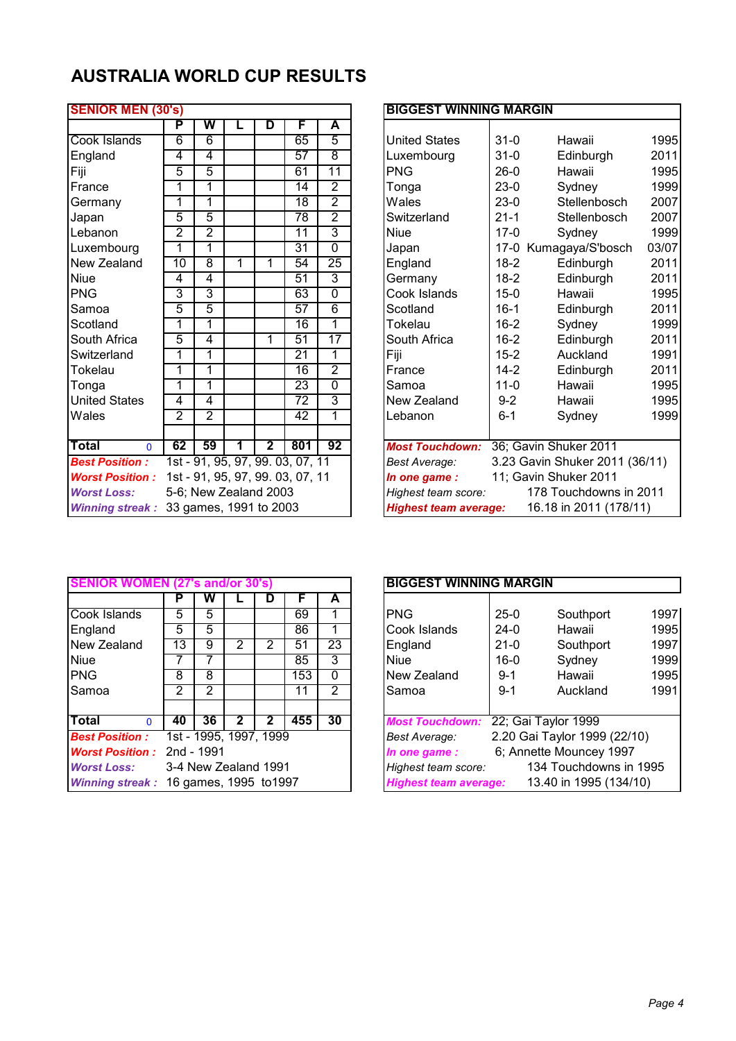# AUSTRALIA WORLD CUP RESULTS

| SENIOR MEN (30's) | P | W | L | D | F | A |
|---|---|---|---|---|---|---|
| Cook Islands | 6 | 6 | | | 65 | 5 |
| England | 4 | 4 | | | 57 | 8 |
| Fiji | 5 | 5 | | | 61 | 11 |
| France | 1 | 1 | | | 14 | 2 |
| Germany | 1 | 1 | | | 18 | 2 |
| Japan | 5 | 5 | | | 78 | 2 |
| Lebanon | 2 | 2 | | | 11 | 3 |
| Luxembourg | 1 | 1 | | | 31 | 0 |
| New Zealand | 10 | 8 | 1 | 1 | 54 | 25 |
| Niue | 4 | 4 | | | 51 | 3 |
| PNG | 3 | 3 | | | 63 | 0 |
| Samoa | 5 | 5 | | | 57 | 6 |
| Scotland | 1 | 1 | | | 16 | 1 |
| South Africa | 5 | 4 | | 1 | 51 | 17 |
| Switzerland | 1 | 1 | | | 21 | 1 |
| Tokelau | 1 | 1 | | | 16 | 2 |
| Tonga | 1 | 1 | | | 23 | 0 |
| United States | 4 | 4 | | | 72 | 3 |
| Wales | 2 | 2 | | | 42 | 1 |
| **Total** 0 | **62** | **59** | **1** | **2** | **801** | **92** |

***Best Position :*** 1st - 91, 95, 97, 99. 03, 07, 11
***Worst Position :*** 1st - 91, 95, 97, 99. 03, 07, 11
***Worst Loss:*** 5-6; New Zealand 2003
***Winning streak :*** 33 games, 1991 to 2003

| BIGGEST WINNING MARGIN | | | |
|---|---|---|---|
| United States | 31-0 | Hawaii | 1995 |
| Luxembourg | 31-0 | Edinburgh | 2011 |
| PNG | 26-0 | Hawaii | 1995 |
| Tonga | 23-0 | Sydney | 1999 |
| Wales | 23-0 | Stellenbosch | 2007 |
| Switzerland | 21-1 | Stellenbosch | 2007 |
| Niue | 17-0 | Sydney | 1999 |
| Japan | 17-0 | Kumagaya/S'bosch | 03/07 |
| England | 18-2 | Edinburgh | 2011 |
| Germany | 18-2 | Edinburgh | 2011 |
| Cook Islands | 15-0 | Hawaii | 1995 |
| Scotland | 16-1 | Edinburgh | 2011 |
| Tokelau | 16-2 | Sydney | 1999 |
| South Africa | 16-2 | Edinburgh | 2011 |
| Fiji | 15-2 | Auckland | 1991 |
| France | 14-2 | Edinburgh | 2011 |
| Samoa | 11-0 | Hawaii | 1995 |
| New Zealand | 9-2 | Hawaii | 1995 |
| Lebanon | 6-1 | Sydney | 1999 |

***Most Touchdown:*** 36; Gavin Shuker 2011
*Best Average:* 3.23 Gavin Shuker 2011 (36/11)
***In one game :*** 11; Gavin Shuker 2011
*Highest team score:* 178 Touchdowns in 2011
***Highest team average:*** 16.18 in 2011 (178/11)

| SENIOR WOMEN (27's and/or 30's) | P | W | L | D | F | A |
|---|---|---|---|---|---|---|
| Cook Islands | 5 | 5 | | | 69 | 1 |
| England | 5 | 5 | | | 86 | 1 |
| New Zealand | 13 | 9 | 2 | 2 | 51 | 23 |
| Niue | 7 | 7 | | | 85 | 3 |
| PNG | 8 | 8 | | | 153 | 0 |
| Samoa | 2 | 2 | | | 11 | 2 |
| **Total** 0 | **40** | **36** | **2** | **2** | **455** | **30** |

***Best Position :*** 1st - 1995, 1997, 1999
***Worst Position :*** 2nd - 1991
***Worst Loss:*** 3-4 New Zealand 1991
***Winning streak :*** 16 games, 1995 to1997

| BIGGEST WINNING MARGIN | | | |
|---|---|---|---|
| PNG | 25-0 | Southport | 1997 |
| Cook Islands | 24-0 | Hawaii | 1995 |
| England | 21-0 | Southport | 1997 |
| Niue | 16-0 | Sydney | 1999 |
| New Zealand | 9-1 | Hawaii | 1995 |
| Samoa | 9-1 | Auckland | 1991 |

***Most Touchdown:*** 22; Gai Taylor 1999
*Best Average:* 2.20 Gai Taylor 1999 (22/10)
***In one game :*** 6; Annette Mouncey 1997
*Highest team score:* 134 Touchdowns in 1995
***Highest team average:*** 13.40 in 1995 (134/10)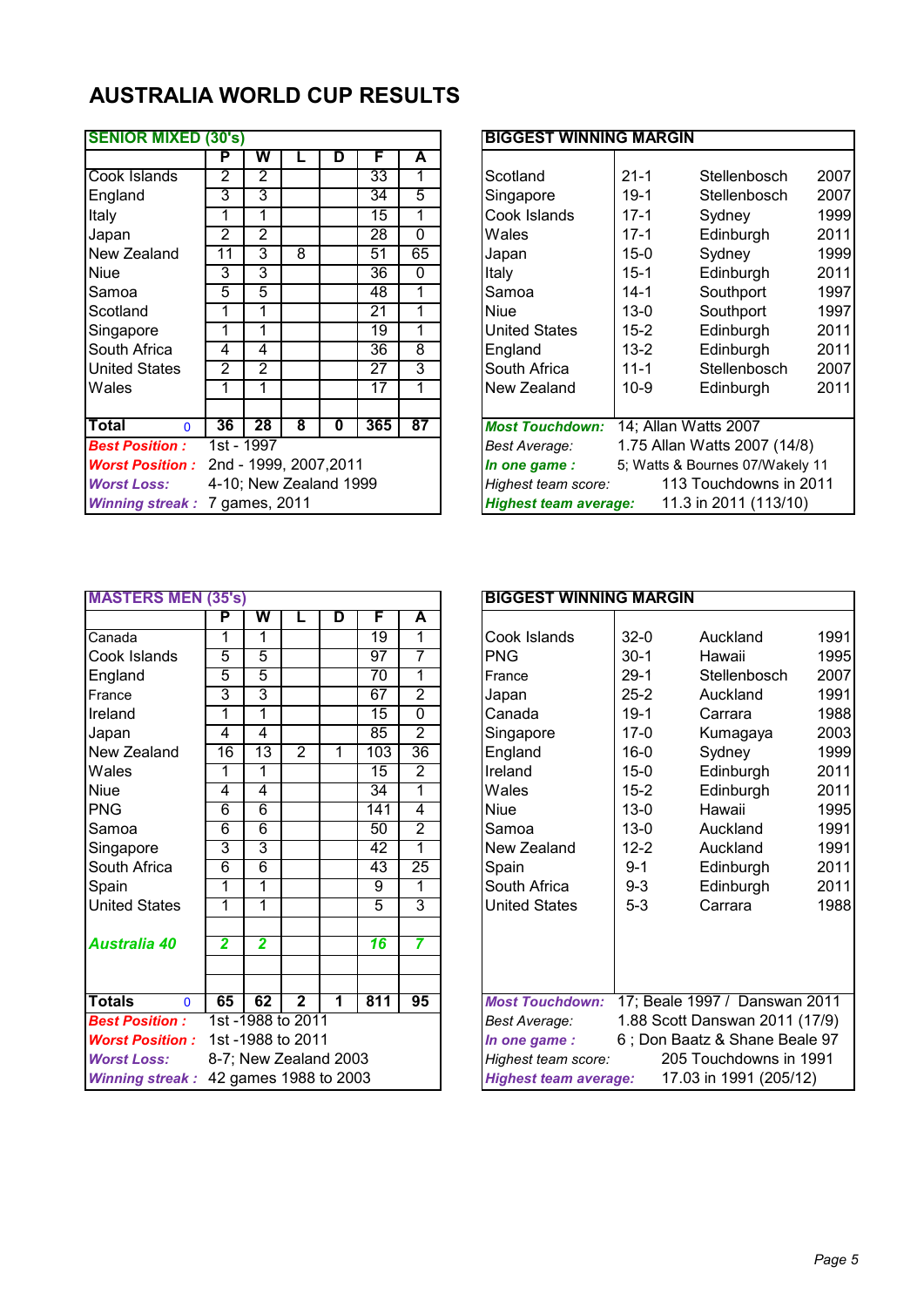# AUSTRALIA WORLD CUP RESULTS

| SENIOR MIXED (30's) | P | W | L | D | F | A |
|---|---|---|---|---|---|---|
| Cook Islands | 2 | 2 | | | 33 | 1 |
| England | 3 | 3 | | | 34 | 5 |
| Italy | 1 | 1 | | | 15 | 1 |
| Japan | 2 | 2 | | | 28 | 0 |
| New Zealand | 11 | 3 | 8 | | 51 | 65 |
| Niue | 3 | 3 | | | 36 | 0 |
| Samoa | 5 | 5 | | | 48 | 1 |
| Scotland | 1 | 1 | | | 21 | 1 |
| Singapore | 1 | 1 | | | 19 | 1 |
| South Africa | 4 | 4 | | | 36 | 8 |
| United States | 2 | 2 | | | 27 | 3 |
| Wales | 1 | 1 | | | 17 | 1 |
| **Total** 0 | **36** | **28** | **8** | **0** | **365** | **87** |

***Best Position :*** 1st - 1997
***Worst Position :*** 2nd - 1999, 2007,2011
***Worst Loss:*** 4-10; New Zealand 1999
***Winning streak :*** 7 games, 2011

| BIGGEST WINNING MARGIN | | | |
|---|---|---|---|
| Scotland | 21-1 | Stellenbosch | 2007 |
| Singapore | 19-1 | Stellenbosch | 2007 |
| Cook Islands | 17-1 | Sydney | 1999 |
| Wales | 17-1 | Edinburgh | 2011 |
| Japan | 15-0 | Sydney | 1999 |
| Italy | 15-1 | Edinburgh | 2011 |
| Samoa | 14-1 | Southport | 1997 |
| Niue | 13-0 | Southport | 1997 |
| United States | 15-2 | Edinburgh | 2011 |
| England | 13-2 | Edinburgh | 2011 |
| South Africa | 11-1 | Stellenbosch | 2007 |
| New Zealand | 10-9 | Edinburgh | 2011 |

***Most Touchdown:*** 14; Allan Watts 2007
*Best Average:* 1.75 Allan Watts 2007 (14/8)
***In one game :*** 5; Watts & Bournes 07/Wakely 11
*Highest team score:* 113 Touchdowns in 2011
***Highest team average:*** 11.3 in 2011 (113/10)

| MASTERS MEN (35's) | P | W | L | D | F | A |
|---|---|---|---|---|---|---|
| Canada | 1 | 1 | | | 19 | 1 |
| Cook Islands | 5 | 5 | | | 97 | 7 |
| England | 5 | 5 | | | 70 | 1 |
| France | 3 | 3 | | | 67 | 2 |
| Ireland | 1 | 1 | | | 15 | 0 |
| Japan | 4 | 4 | | | 85 | 2 |
| New Zealand | 16 | 13 | 2 | 1 | 103 | 36 |
| Wales | 1 | 1 | | | 15 | 2 |
| Niue | 4 | 4 | | | 34 | 1 |
| PNG | 6 | 6 | | | 141 | 4 |
| Samoa | 6 | 6 | | | 50 | 2 |
| Singapore | 3 | 3 | | | 42 | 1 |
| South Africa | 6 | 6 | | | 43 | 25 |
| Spain | 1 | 1 | | | 9 | 1 |
| United States | 1 | 1 | | | 5 | 3 |
| ***Australia 40*** | ***2*** | ***2*** | | | ***16*** | ***7*** |
| **Totals** 0 | **65** | **62** | **2** | **1** | **811** | **95** |

***Best Position :*** 1st -1988 to 2011
***Worst Position :*** 1st -1988 to 2011
***Worst Loss:*** 8-7; New Zealand 2003
***Winning streak :*** 42 games 1988 to 2003

| BIGGEST WINNING MARGIN | | | |
|---|---|---|---|
| Cook Islands | 32-0 | Auckland | 1991 |
| PNG | 30-1 | Hawaii | 1995 |
| France | 29-1 | Stellenbosch | 2007 |
| Japan | 25-2 | Auckland | 1991 |
| Canada | 19-1 | Carrara | 1988 |
| Singapore | 17-0 | Kumagaya | 2003 |
| England | 16-0 | Sydney | 1999 |
| Ireland | 15-0 | Edinburgh | 2011 |
| Wales | 15-2 | Edinburgh | 2011 |
| Niue | 13-0 | Hawaii | 1995 |
| Samoa | 13-0 | Auckland | 1991 |
| New Zealand | 12-2 | Auckland | 1991 |
| Spain | 9-1 | Edinburgh | 2011 |
| South Africa | 9-3 | Edinburgh | 2011 |
| United States | 5-3 | Carrara | 1988 |

***Most Touchdown:*** 17; Beale 1997 / Danswan 2011
*Best Average:* 1.88 Scott Danswan 2011 (17/9)
***In one game :*** 6 ; Don Baatz & Shane Beale 97
*Highest team score:* 205 Touchdowns in 1991
***Highest team average:*** 17.03 in 1991 (205/12)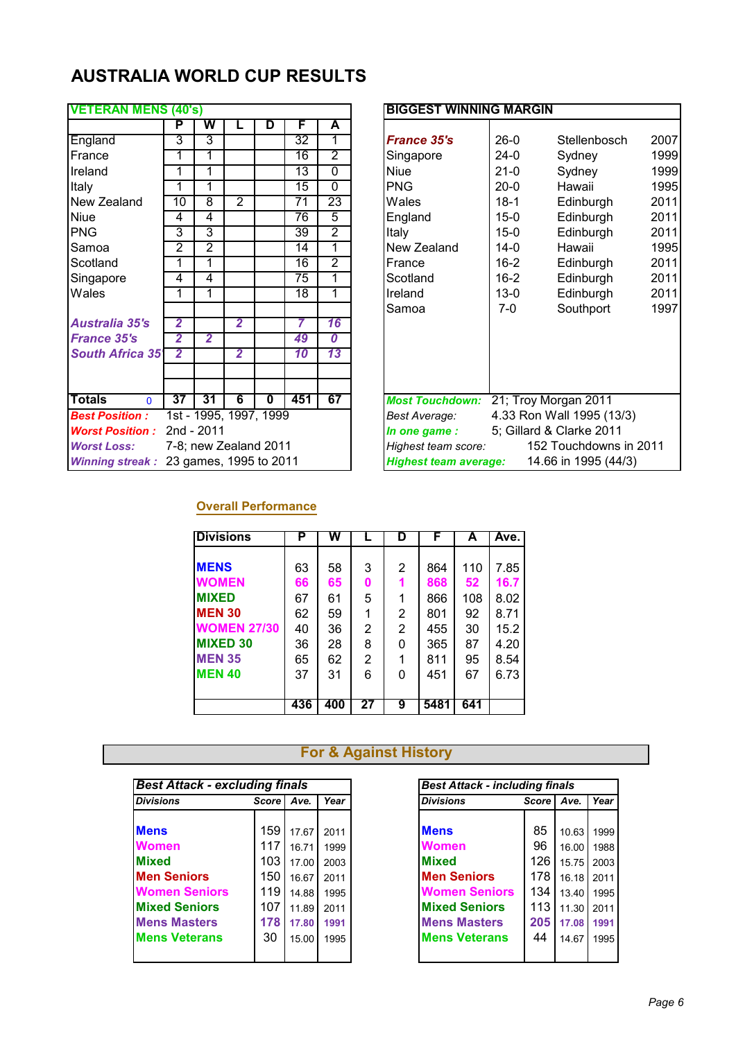# AUSTRALIA WORLD CUP RESULTS

## VETERAN MENS (40's)

| | P | W | L | D | F | A |
|---|---|---|---|---|---|---|
| England | 3 | 3 | | | 32 | 1 |
| France | 1 | 1 | | | 16 | 2 |
| Ireland | 1 | 1 | | | 13 | 0 |
| Italy | 1 | 1 | | | 15 | 0 |
| New Zealand | 10 | 8 | 2 | | 71 | 23 |
| Niue | 4 | 4 | | | 76 | 5 |
| PNG | 3 | 3 | | | 39 | 2 |
| Samoa | 2 | 2 | | | 14 | 1 |
| Scotland | 1 | 1 | | | 16 | 2 |
| Singapore | 4 | 4 | | | 75 | 1 |
| Wales | 1 | 1 | | | 18 | 1 |
| *Australia 35's* | *2* | | *2* | | *7* | *16* |
| *France 35's* | *2* | *2* | | | *49* | *0* |
| *South Africa 35* | *2* | | *2* | | *10* | *13* |
| **Totals** 0 | **37** | **31** | **6** | **0** | **451** | **67** |

***Best Position :*** 1st - 1995, 1997, 1999
***Worst Position :*** 2nd - 2011
***Worst Loss:*** 7-8; new Zealand 2011
***Winning streak :*** 23 games, 1995 to 2011

## BIGGEST WINNING MARGIN

| | | | |
|---|---|---|---|
| *France 35's* | 26-0 | Stellenbosch | 2007 |
| Singapore | 24-0 | Sydney | 1999 |
| Niue | 21-0 | Sydney | 1999 |
| PNG | 20-0 | Hawaii | 1995 |
| Wales | 18-1 | Edinburgh | 2011 |
| England | 15-0 | Edinburgh | 2011 |
| Italy | 15-0 | Edinburgh | 2011 |
| New Zealand | 14-0 | Hawaii | 1995 |
| France | 16-2 | Edinburgh | 2011 |
| Scotland | 16-2 | Edinburgh | 2011 |
| Ireland | 13-0 | Edinburgh | 2011 |
| Samoa | 7-0 | Southport | 1997 |

***Most Touchdown:*** 21; Troy Morgan 2011
*Best Average:* 4.33 Ron Wall 1995 (13/3)
***In one game :*** 5; Gillard & Clarke 2011
*Highest team score:* 152 Touchdowns in 2011
***Highest team average:*** 14.66 in 1995 (44/3)

## Overall Performance

| Divisions | P | W | L | D | F | A | Ave. |
|---|---|---|---|---|---|---|---|
| **MENS** | 63 | 58 | 3 | 2 | 864 | 110 | 7.85 |
| **WOMEN** | **66** | **65** | **0** | **1** | **868** | **52** | **16.7** |
| **MIXED** | 67 | 61 | 5 | 1 | 866 | 108 | 8.02 |
| **MEN 30** | 62 | 59 | 1 | 2 | 801 | 92 | 8.71 |
| **WOMEN 27/30** | 40 | 36 | 2 | 2 | 455 | 30 | 15.2 |
| **MIXED 30** | 36 | 28 | 8 | 0 | 365 | 87 | 4.20 |
| **MEN 35** | 65 | 62 | 2 | 1 | 811 | 95 | 8.54 |
| **MEN 40** | 37 | 31 | 6 | 0 | 451 | 67 | 6.73 |
| | **436** | **400** | **27** | **9** | **5481** | **641** | |

## For & Against History

### Best Attack - excluding finals

| Divisions | Score | Ave. | Year |
|---|---|---|---|
| **Mens** | 159 | 17.67 | 2011 |
| **Women** | 117 | 16.71 | 1999 |
| **Mixed** | 103 | 17.00 | 2003 |
| **Men Seniors** | 150 | 16.67 | 2011 |
| **Women Seniors** | 119 | 14.88 | 1995 |
| **Mixed Seniors** | 107 | 11.89 | 2011 |
| **Mens Masters** | **178** | **17.80** | **1991** |
| **Mens Veterans** | 30 | 15.00 | 1995 |

### Best Attack - including finals

| Divisions | Score | Ave. | Year |
|---|---|---|---|
| **Mens** | 85 | 10.63 | 1999 |
| **Women** | 96 | 16.00 | 1988 |
| **Mixed** | 126 | 15.75 | 2003 |
| **Men Seniors** | 178 | 16.18 | 2011 |
| **Women Seniors** | 134 | 13.40 | 1995 |
| **Mixed Seniors** | 113 | 11.30 | 2011 |
| **Mens Masters** | **205** | **17.08** | **1991** |
| **Mens Veterans** | 44 | 14.67 | 1995 |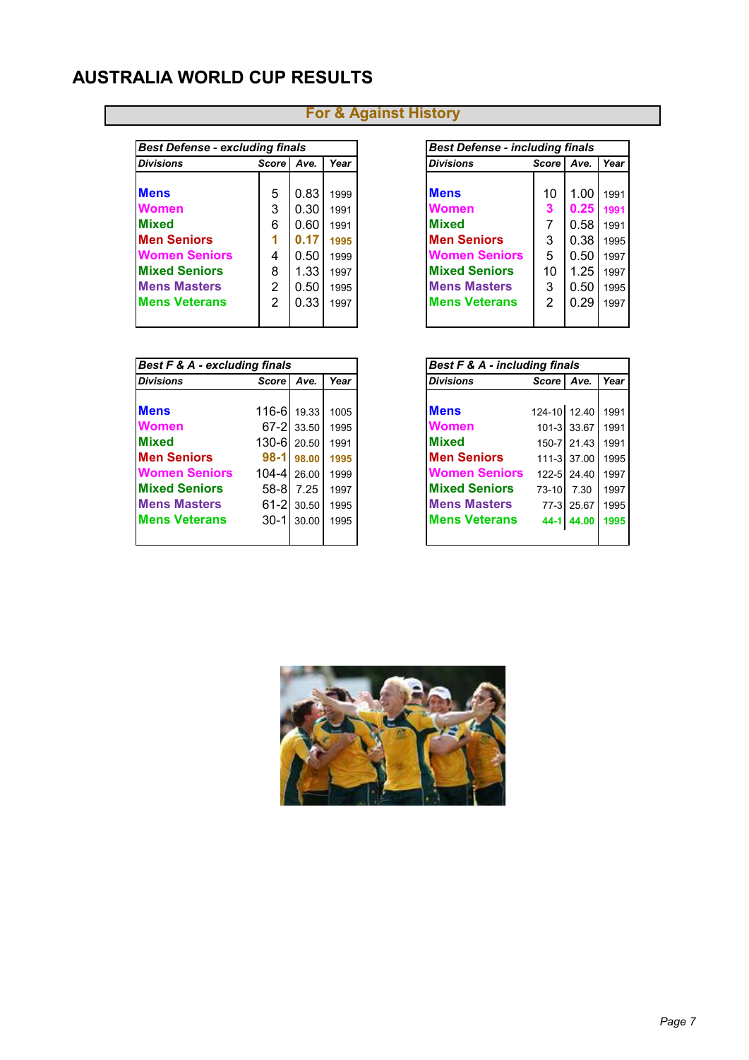# AUSTRALIA WORLD CUP RESULTS

## For & Against History

| *Best Defense - excluding finals* | | | |
|---|---|---|---|
| *Divisions* | *Score* | *Ave.* | *Year* |
| **Mens** | 5 | 0.83 | 1999 |
| **Women** | 3 | 0.30 | 1991 |
| **Mixed** | 6 | 0.60 | 1991 |
| **Men Seniors** | 1 | 0.17 | 1995 |
| **Women Seniors** | 4 | 0.50 | 1999 |
| **Mixed Seniors** | 8 | 1.33 | 1997 |
| **Mens Masters** | 2 | 0.50 | 1995 |
| **Mens Veterans** | 2 | 0.33 | 1997 |

| *Best Defense - including finals* | | | |
|---|---|---|---|
| *Divisions* | *Score* | *Ave.* | *Year* |
| **Mens** | 10 | 1.00 | 1991 |
| **Women** | 3 | 0.25 | 1991 |
| **Mixed** | 7 | 0.58 | 1991 |
| **Men Seniors** | 3 | 0.38 | 1995 |
| **Women Seniors** | 5 | 0.50 | 1997 |
| **Mixed Seniors** | 10 | 1.25 | 1997 |
| **Mens Masters** | 3 | 0.50 | 1995 |
| **Mens Veterans** | 2 | 0.29 | 1997 |

| *Best F & A - excluding finals* | | | |
|---|---|---|---|
| *Divisions* | *Score* | *Ave.* | *Year* |
| **Mens** | 116-6 | 19.33 | 1005 |
| **Women** | 67-2 | 33.50 | 1995 |
| **Mixed** | 130-6 | 20.50 | 1991 |
| **Men Seniors** | 98-1 | 98.00 | 1995 |
| **Women Seniors** | 104-4 | 26.00 | 1999 |
| **Mixed Seniors** | 58-8 | 7.25 | 1997 |
| **Mens Masters** | 61-2 | 30.50 | 1995 |
| **Mens Veterans** | 30-1 | 30.00 | 1995 |

| *Best F & A - including finals* | | | |
|---|---|---|---|
| *Divisions* | *Score* | *Ave.* | *Year* |
| **Mens** | 124-10 | 12.40 | 1991 |
| **Women** | 101-3 | 33.67 | 1991 |
| **Mixed** | 150-7 | 21.43 | 1991 |
| **Men Seniors** | 111-3 | 37.00 | 1995 |
| **Women Seniors** | 122-5 | 24.40 | 1997 |
| **Mixed Seniors** | 73-10 | 7.30 | 1997 |
| **Mens Masters** | 77-3 | 25.67 | 1995 |
| **Mens Veterans** | 44-1 | 44.00 | 1995 |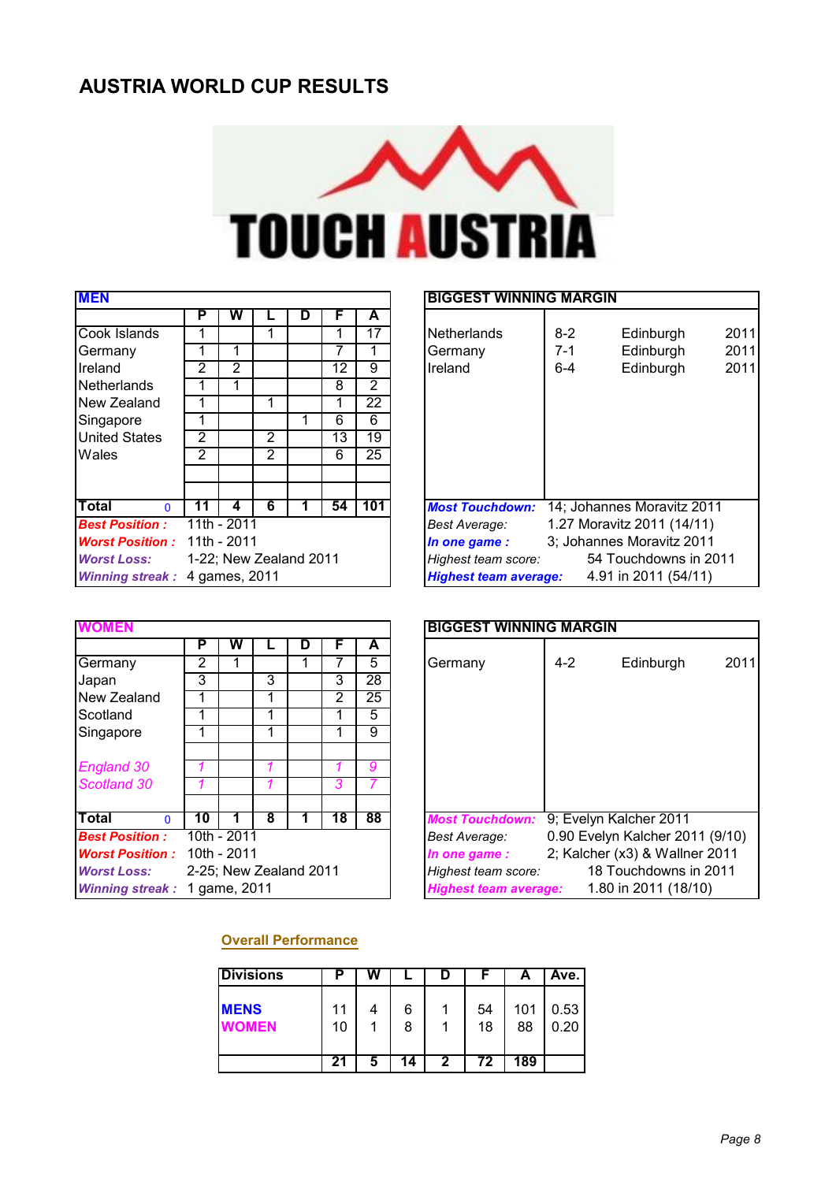# AUSTRIA WORLD CUP RESULTS

TOUCH AUSTRIA

## MEN

| MEN | P | W | L | D | F | A |
|---|---|---|---|---|---|---|
| Cook Islands | 1 | | 1 | | 1 | 17 |
| Germany | 1 | 1 | | | 7 | 1 |
| Ireland | 2 | 2 | | | 12 | 9 |
| Netherlands | 1 | 1 | | | 8 | 2 |
| New Zealand | 1 | | 1 | | 1 | 22 |
| Singapore | 1 | | | 1 | 6 | 6 |
| United States | 2 | | 2 | | 13 | 19 |
| Wales | 2 | | 2 | | 6 | 25 |
| **Total** 0 | **11** | **4** | **6** | **1** | **54** | **101** |

**Best Position :** 11th - 2011
**Worst Position :** 11th - 2011
**Worst Loss:** 1-22; New Zealand 2011
**Winning streak :** 4 games, 2011

| BIGGEST WINNING MARGIN | | | |
|---|---|---|---|
| Netherlands | 8-2 | Edinburgh | 2011 |
| Germany | 7-1 | Edinburgh | 2011 |
| Ireland | 6-4 | Edinburgh | 2011 |

**Most Touchdown:** 14; Johannes Moravitz 2011
*Best Average:* 1.27 Moravitz 2011 (14/11)
**In one game :** 3; Johannes Moravitz 2011
*Highest team score:* 54 Touchdowns in 2011
**Highest team average:** 4.91 in 2011 (54/11)

## WOMEN

| WOMEN | P | W | L | D | F | A |
|---|---|---|---|---|---|---|
| Germany | 2 | 1 | | 1 | 7 | 5 |
| Japan | 3 | | 3 | | 3 | 28 |
| New Zealand | 1 | | 1 | | 2 | 25 |
| Scotland | 1 | | 1 | | 1 | 5 |
| Singapore | 1 | | 1 | | 1 | 9 |
| *England 30* | *1* | | *1* | | *1* | *9* |
| *Scotland 30* | *1* | | *1* | | *3* | *7* |
| **Total** 0 | **10** | **1** | **8** | **1** | **18** | **88** |

**Best Position :** 10th - 2011
**Worst Position :** 10th - 2011
**Worst Loss:** 2-25; New Zealand 2011
**Winning streak :** 1 game, 2011

| BIGGEST WINNING MARGIN | | | |
|---|---|---|---|
| Germany | 4-2 | Edinburgh | 2011 |

**Most Touchdown:** 9; Evelyn Kalcher 2011
*Best Average:* 0.90 Evelyn Kalcher 2011 (9/10)
**In one game :** 2; Kalcher (x3) & Wallner 2011
*Highest team score:* 18 Touchdowns in 2011
**Highest team average:** 1.80 in 2011 (18/10)

## Overall Performance

| Divisions | P | W | L | D | F | A | Ave. |
|---|---|---|---|---|---|---|---|
| **MENS** | 11 | 4 | 6 | 1 | 54 | 101 | 0.53 |
| **WOMEN** | 10 | 1 | 8 | 1 | 18 | 88 | 0.20 |
| | **21** | **5** | **14** | **2** | **72** | **189** | |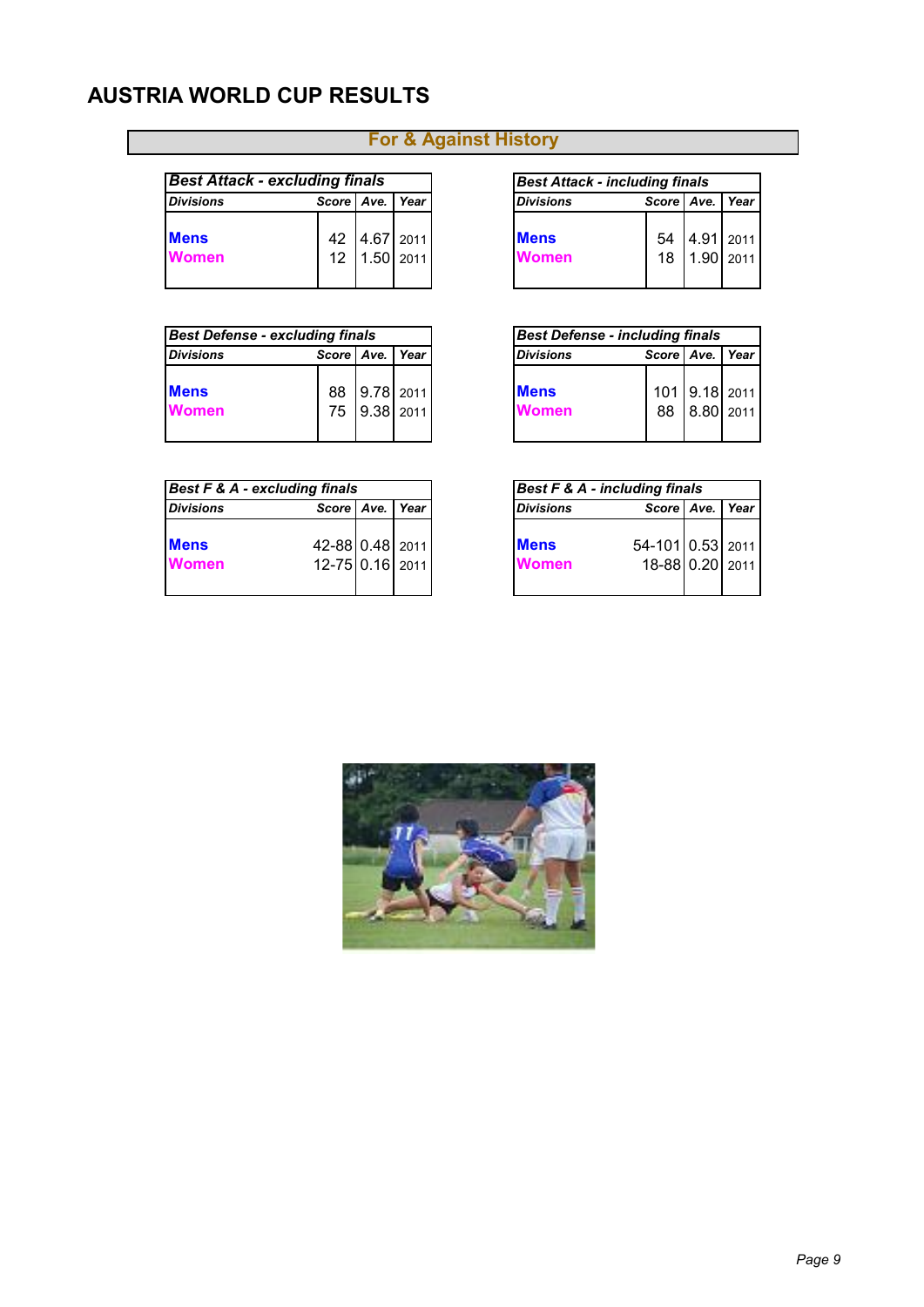# AUSTRIA WORLD CUP RESULTS

## For & Against History

| *Best Attack - excluding finals* | | | |
|---|---|---|---|
| ***Divisions*** | ***Score*** | ***Ave.*** | ***Year*** |
| **Mens** | 42 | 4.67 | 2011 |
| **Women** | 12 | 1.50 | 2011 |

| *Best Attack - including finals* | | | |
|---|---|---|---|
| ***Divisions*** | ***Score*** | ***Ave.*** | ***Year*** |
| **Mens** | 54 | 4.91 | 2011 |
| **Women** | 18 | 1.90 | 2011 |

| *Best Defense - excluding finals* | | | |
|---|---|---|---|
| ***Divisions*** | ***Score*** | ***Ave.*** | ***Year*** |
| **Mens** | 88 | 9.78 | 2011 |
| **Women** | 75 | 9.38 | 2011 |

| *Best Defense - including finals* | | | |
|---|---|---|---|
| ***Divisions*** | ***Score*** | ***Ave.*** | ***Year*** |
| **Mens** | 101 | 9.18 | 2011 |
| **Women** | 88 | 8.80 | 2011 |

| *Best F & A - excluding finals* | | | |
|---|---|---|---|
| ***Divisions*** | ***Score*** | ***Ave.*** | ***Year*** |
| **Mens** | 42-88 | 0.48 | 2011 |
| **Women** | 12-75 | 0.16 | 2011 |

| *Best F & A - including finals* | | | |
|---|---|---|---|
| ***Divisions*** | ***Score*** | ***Ave.*** | ***Year*** |
| **Mens** | 54-101 | 0.53 | 2011 |
| **Women** | 18-88 | 0.20 | 2011 |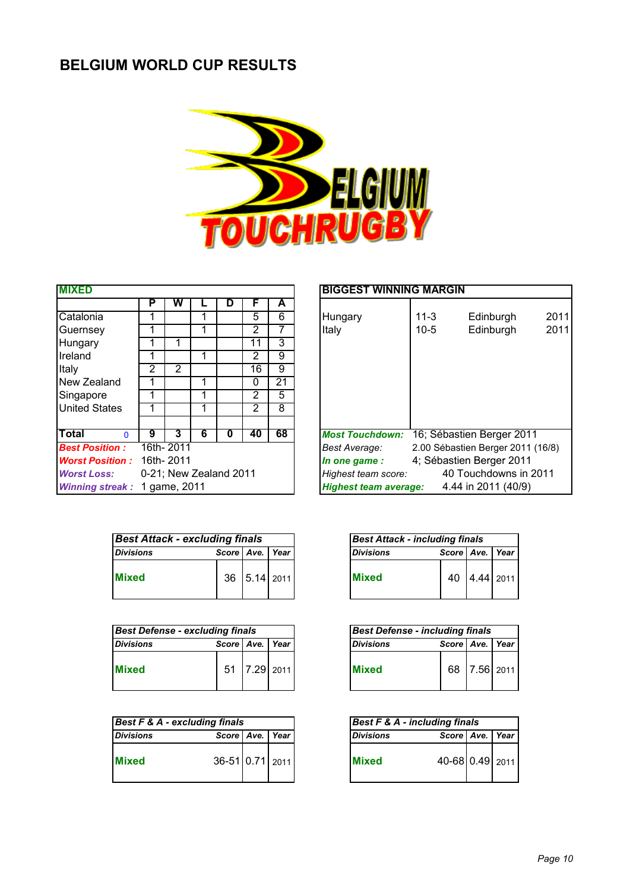# BELGIUM WORLD CUP RESULTS

| MIXED | P | W | L | D | F | A |
|---|---|---|---|---|---|---|
| Catalonia | 1 | | 1 | | 5 | 6 |
| Guernsey | 1 | | 1 | | 2 | 7 |
| Hungary | 1 | 1 | | | 11 | 3 |
| Ireland | 1 | | 1 | | 2 | 9 |
| Italy | 2 | 2 | | | 16 | 9 |
| New Zealand | 1 | | 1 | | 0 | 21 |
| Singapore | 1 | | 1 | | 2 | 5 |
| United States | 1 | | 1 | | 2 | 8 |
| | | | | | | |
| **Total** 0 | **9** | **3** | **6** | **0** | **40** | **68** |

***Best Position :*** 16th- 2011
***Worst Position :*** 16th- 2011
***Worst Loss:*** 0-21; New Zealand 2011
***Winning streak :*** 1 game, 2011

| BIGGEST WINNING MARGIN | | | |
|---|---|---|---|
| Hungary | 11-3 | Edinburgh | 2011 |
| Italy | 10-5 | Edinburgh | 2011 |

***Most Touchdown:*** 16; Sébastien Berger 2011
*Best Average:* 2.00 Sébastien Berger 2011 (16/8)
***In one game :*** 4; Sébastien Berger 2011
*Highest team score:* 40 Touchdowns in 2011
***Highest team average:*** 4.44 in 2011 (40/9)

| Best Attack - excluding finals | | | |
|---|---|---|---|
| Divisions | Score | Ave. | Year |
| Mixed | 36 | 5.14 | 2011 |

| Best Attack - including finals | | | |
|---|---|---|---|
| Divisions | Score | Ave. | Year |
| Mixed | 40 | 4.44 | 2011 |

| Best Defense - excluding finals | | | |
|---|---|---|---|
| Divisions | Score | Ave. | Year |
| Mixed | 51 | 7.29 | 2011 |

| Best Defense - including finals | | | |
|---|---|---|---|
| Divisions | Score | Ave. | Year |
| Mixed | 68 | 7.56 | 2011 |

| Best F & A - excluding finals | | | |
|---|---|---|---|
| Divisions | Score | Ave. | Year |
| Mixed | 36-51 | 0.71 | 2011 |

| Best F & A - including finals | | | |
|---|---|---|---|
| Divisions | Score | Ave. | Year |
| Mixed | 40-68 | 0.49 | 2011 |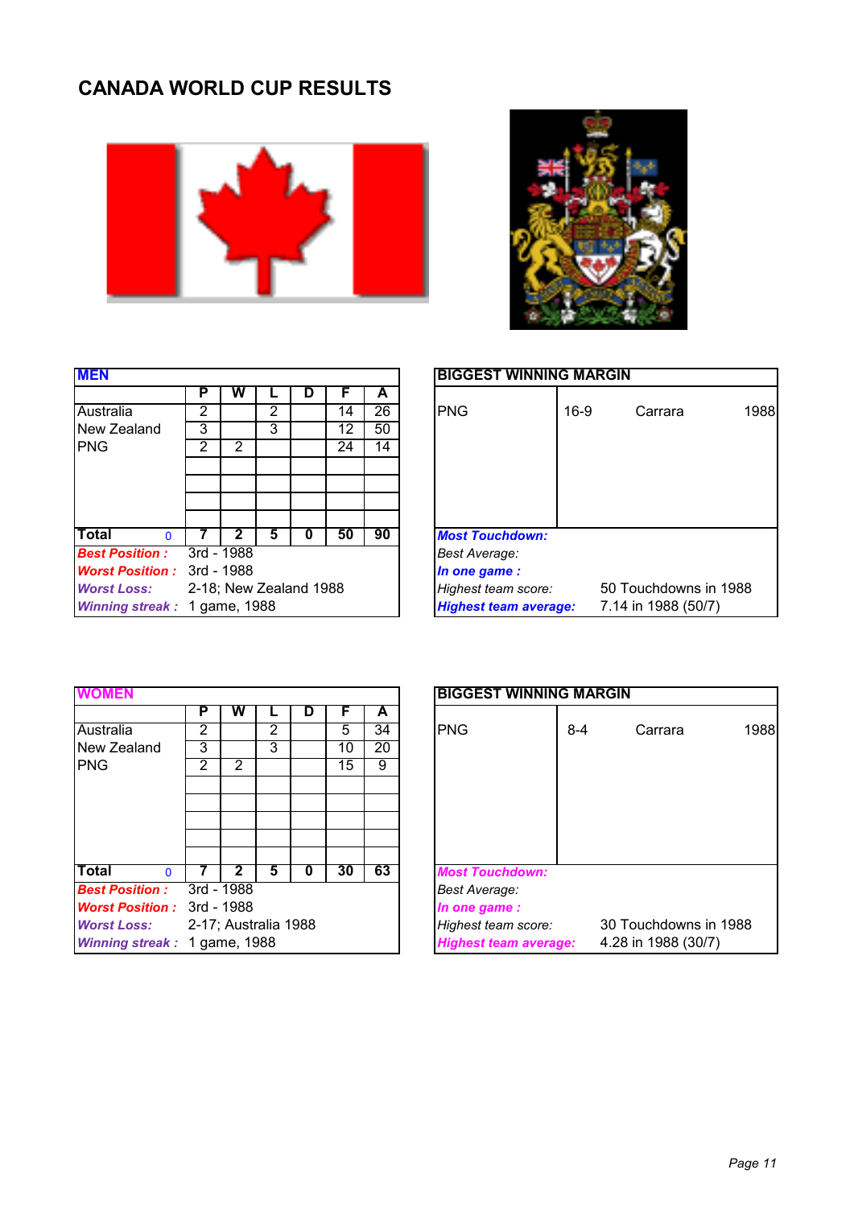# CANADA WORLD CUP RESULTS

| MEN | P | W | L | D | F | A |
|---|---|---|---|---|---|---|
| Australia | 2 | | 2 | | 14 | 26 |
| New Zealand | 3 | | 3 | | 12 | 50 |
| PNG | 2 | 2 | | | 24 | 14 |
| **Total** 0 | **7** | **2** | **5** | **0** | **50** | **90** |

***Best Position :*** 3rd - 1988
***Worst Position :*** 3rd - 1988
***Worst Loss:*** 2-18; New Zealand 1988
***Winning streak :*** 1 game, 1988

| BIGGEST WINNING MARGIN | | | |
|---|---|---|---|
| PNG | 16-9 | Carrara | 1988 |

***Most Touchdown:***
*Best Average:*
***In one game :***
*Highest team score:* 50 Touchdowns in 1988
***Highest team average:*** 7.14 in 1988 (50/7)

| WOMEN | P | W | L | D | F | A |
|---|---|---|---|---|---|---|
| Australia | 2 | | 2 | | 5 | 34 |
| New Zealand | 3 | | 3 | | 10 | 20 |
| PNG | 2 | 2 | | | 15 | 9 |
| **Total** 0 | **7** | **2** | **5** | **0** | **30** | **63** |

***Best Position :*** 3rd - 1988
***Worst Position :*** 3rd - 1988
***Worst Loss:*** 2-17; Australia 1988
***Winning streak :*** 1 game, 1988

| BIGGEST WINNING MARGIN | | | |
|---|---|---|---|
| PNG | 8-4 | Carrara | 1988 |

***Most Touchdown:***
*Best Average:*
***In one game :***
*Highest team score:* 30 Touchdowns in 1988
***Highest team average:*** 4.28 in 1988 (30/7)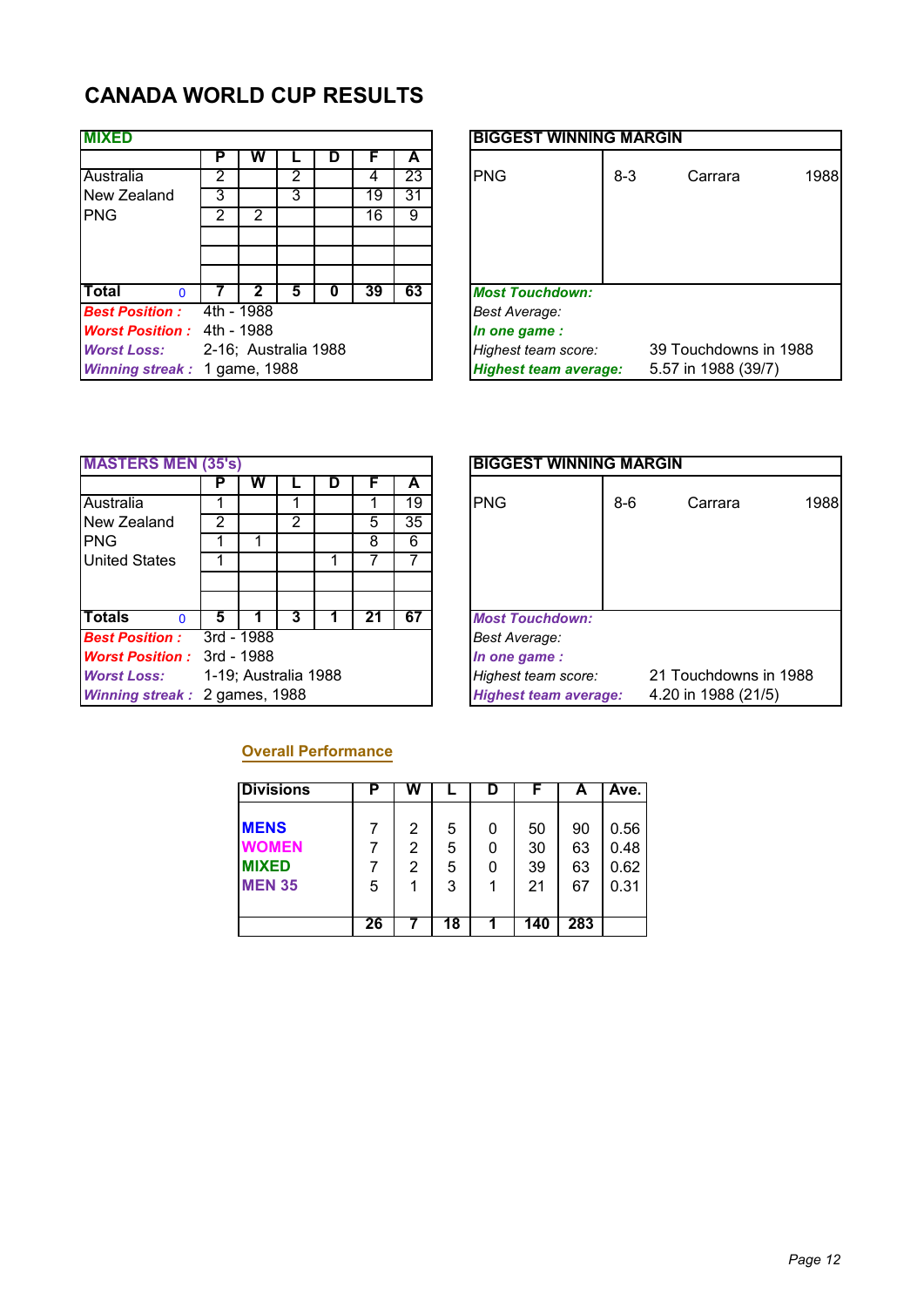# CANADA WORLD CUP RESULTS

## MIXED

| | P | W | L | D | F | A |
|---|---|---|---|---|---|---|
| Australia | 2 | | 2 | | 4 | 23 |
| New Zealand | 3 | | 3 | | 19 | 31 |
| PNG | 2 | 2 | | | 16 | 9 |
| | | | | | | |
| | | | | | | |
| | | | | | | |
| **Total** 0 | **7** | **2** | **5** | **0** | **39** | **63** |

***Best Position :*** 4th - 1988
***Worst Position :*** 4th - 1988
***Worst Loss:*** 2-16; Australia 1988
***Winning streak :*** 1 game, 1988

| BIGGEST WINNING MARGIN | | | |
|---|---|---|---|
| PNG | 8-3 | Carrara | 1988 |

***Most Touchdown:***
*Best Average:*
***In one game :***
*Highest team score:* 39 Touchdowns in 1988
***Highest team average:*** 5.57 in 1988 (39/7)

## MASTERS MEN (35's)

| | P | W | L | D | F | A |
|---|---|---|---|---|---|---|
| Australia | 1 | | 1 | | 1 | 19 |
| New Zealand | 2 | | 2 | | 5 | 35 |
| PNG | 1 | 1 | | | 8 | 6 |
| United States | 1 | | | 1 | 7 | 7 |
| | | | | | | |
| | | | | | | |
| **Totals** 0 | **5** | **1** | **3** | **1** | **21** | **67** |

***Best Position :*** 3rd - 1988
***Worst Position :*** 3rd - 1988
***Worst Loss:*** 1-19; Australia 1988
***Winning streak :*** 2 games, 1988

| BIGGEST WINNING MARGIN | | | |
|---|---|---|---|
| PNG | 8-6 | Carrara | 1988 |

***Most Touchdown:***
*Best Average:*
***In one game :***
*Highest team score:* 21 Touchdowns in 1988
***Highest team average:*** 4.20 in 1988 (21/5)

## Overall Performance

| Divisions | P | W | L | D | F | A | Ave. |
|---|---|---|---|---|---|---|---|
| **MENS** | 7 | 2 | 5 | 0 | 50 | 90 | 0.56 |
| **WOMEN** | 7 | 2 | 5 | 0 | 30 | 63 | 0.48 |
| **MIXED** | 7 | 2 | 5 | 0 | 39 | 63 | 0.62 |
| **MEN 35** | 5 | 1 | 3 | 1 | 21 | 67 | 0.31 |
| | **26** | **7** | **18** | **1** | **140** | **283** | |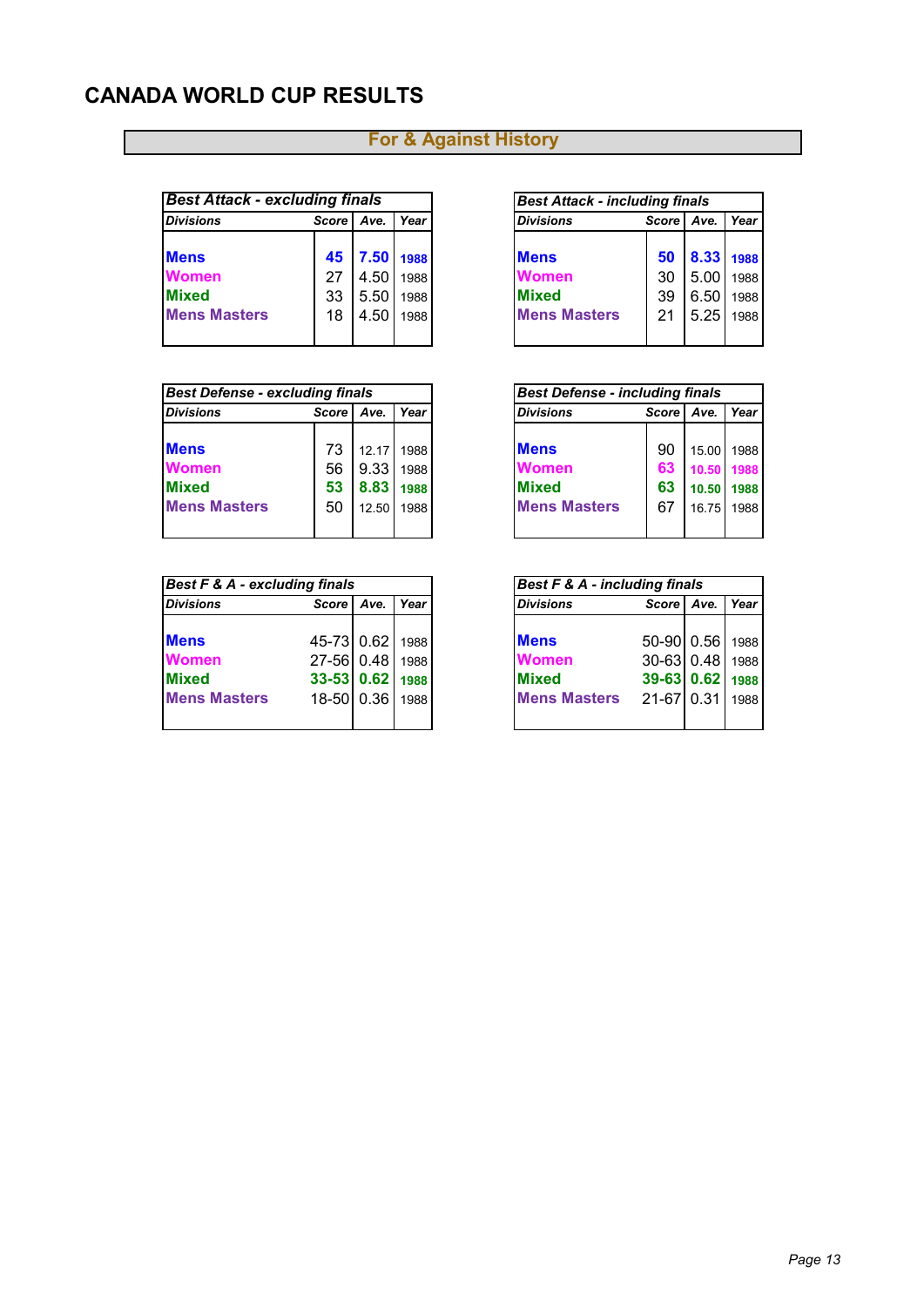# CANADA WORLD CUP RESULTS

## For & Against History

| Best Attack - excluding finals | | | |
|---|---|---|---|
| Divisions | Score | Ave. | Year |
| Mens | 45 | 7.50 | 1988 |
| Women | 27 | 4.50 | 1988 |
| Mixed | 33 | 5.50 | 1988 |
| Mens Masters | 18 | 4.50 | 1988 |

| Best Attack - including finals | | | |
|---|---|---|---|
| Divisions | Score | Ave. | Year |
| Mens | 50 | 8.33 | 1988 |
| Women | 30 | 5.00 | 1988 |
| Mixed | 39 | 6.50 | 1988 |
| Mens Masters | 21 | 5.25 | 1988 |

| Best Defense - excluding finals | | | |
|---|---|---|---|
| Divisions | Score | Ave. | Year |
| Mens | 73 | 12.17 | 1988 |
| Women | 56 | 9.33 | 1988 |
| Mixed | 53 | 8.83 | 1988 |
| Mens Masters | 50 | 12.50 | 1988 |

| Best Defense - including finals | | | |
|---|---|---|---|
| Divisions | Score | Ave. | Year |
| Mens | 90 | 15.00 | 1988 |
| Women | 63 | 10.50 | 1988 |
| Mixed | 63 | 10.50 | 1988 |
| Mens Masters | 67 | 16.75 | 1988 |

| Best F & A - excluding finals | | | |
|---|---|---|---|
| Divisions | Score | Ave. | Year |
| Mens | 45-73 | 0.62 | 1988 |
| Women | 27-56 | 0.48 | 1988 |
| Mixed | 33-53 | 0.62 | 1988 |
| Mens Masters | 18-50 | 0.36 | 1988 |

| Best F & A - including finals | | | |
|---|---|---|---|
| Divisions | Score | Ave. | Year |
| Mens | 50-90 | 0.56 | 1988 |
| Women | 30-63 | 0.48 | 1988 |
| Mixed | 39-63 | 0.62 | 1988 |
| Mens Masters | 21-67 | 0.31 | 1988 |